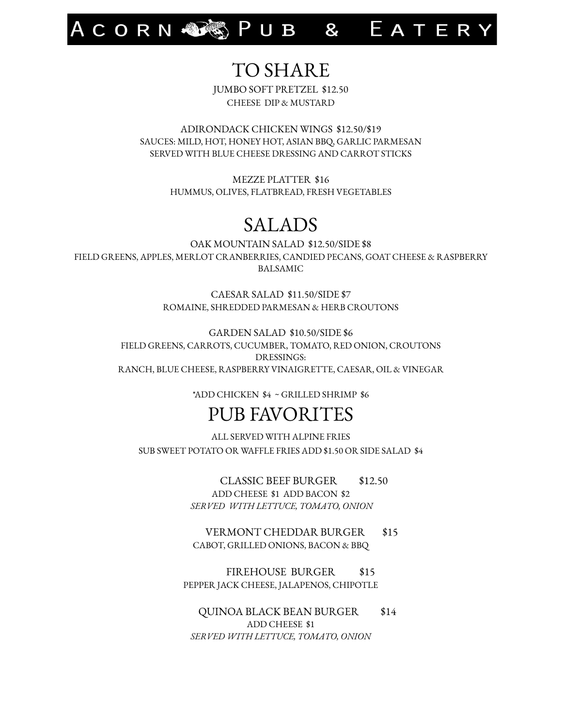# ACORN PUB & EATERY

## TO SHARE

JUMBO SOFT PRETZEL $12.50
CHEESE DIP & MUSTARD

ADIRONDACK CHICKEN WINGS $12.50/$19
SAUCES: MILD, HOT, HONEY HOT, ASIAN BBQ, GARLIC PARMESAN
SERVED WITH BLUE CHEESE DRESSING AND CARROT STICKS

MEZZE PLATTER $16
HUMMUS, OLIVES, FLATBREAD, FRESH VEGETABLES

## SALADS

OAK MOUNTAIN SALAD $12.50/SIDE $8
FIELD GREENS, APPLES, MERLOT CRANBERRIES, CANDIED PECANS, GOAT CHEESE & RASPBERRY BALSAMIC

CAESAR SALAD $11.50/SIDE $7
ROMAINE, SHREDDED PARMESAN & HERB CROUTONS

GARDEN SALAD $10.50/SIDE $6
FIELD GREENS, CARROTS, CUCUMBER, TOMATO, RED ONION, CROUTONS
DRESSINGS:
RANCH, BLUE CHEESE, RASPBERRY VINAIGRETTE, CAESAR, OIL & VINEGAR

*ADD CHICKEN $4 ~ GRILLED SHRIMP $6

## PUB FAVORITES

ALL SERVED WITH ALPINE FRIES
SUB SWEET POTATO OR WAFFLE FRIES ADD $1.50 OR SIDE SALAD $4

CLASSIC BEEF BURGER $12.50
ADD CHEESE $1 ADD BACON $2
*SERVED WITH LETTUCE, TOMATO, ONION*

VERMONT CHEDDAR BURGER $15
CABOT, GRILLED ONIONS, BACON & BBQ

FIREHOUSE BURGER $15
PEPPER JACK CHEESE, JALAPENOS, CHIPOTLE

QUINOA BLACK BEAN BURGER $14
ADD CHEESE $1
*SERVED WITH LETTUCE, TOMATO, ONION*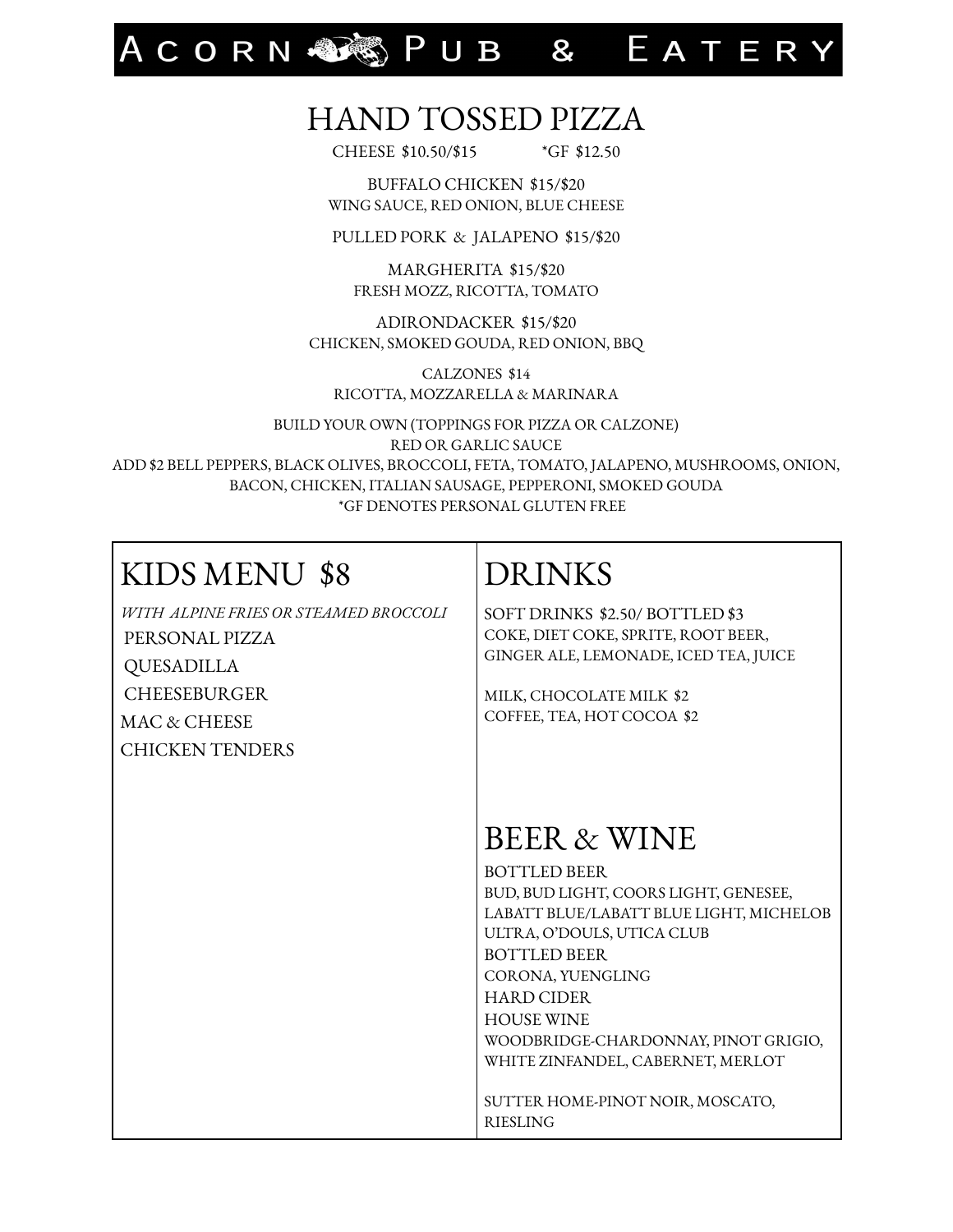# ACORN PUB & EATERY

## HAND TOSSED PIZZA

CHEESE $10.50/$15 *GF $12.50

BUFFALO CHICKEN $15/$20
WING SAUCE, RED ONION, BLUE CHEESE

PULLED PORK & JALAPENO $15/$20

MARGHERITA $15/$20
FRESH MOZZ, RICOTTA, TOMATO

ADIRONDACKER $15/$20
CHICKEN, SMOKED GOUDA, RED ONION, BBQ

CALZONES $14
RICOTTA, MOZZARELLA & MARINARA

BUILD YOUR OWN (TOPPINGS FOR PIZZA OR CALZONE)
RED OR GARLIC SAUCE
ADD $2 BELL PEPPERS, BLACK OLIVES, BROCCOLI, FETA, TOMATO, JALAPENO, MUSHROOMS, ONION, BACON, CHICKEN, ITALIAN SAUSAGE, PEPPERONI, SMOKED GOUDA
*GF DENOTES PERSONAL GLUTEN FREE

## KIDS MENU $8

*WITH ALPINE FRIES OR STEAMED BROCCOLI*

PERSONAL PIZZA
QUESADILLA
CHEESEBURGER
MAC & CHEESE
CHICKEN TENDERS

## DRINKS

SOFT DRINKS $2.50/ BOTTLED $3
COKE, DIET COKE, SPRITE, ROOT BEER, GINGER ALE, LEMONADE, ICED TEA, JUICE

MILK, CHOCOLATE MILK $2
COFFEE, TEA, HOT COCOA $2

## BEER & WINE

BOTTLED BEER
BUD, BUD LIGHT, COORS LIGHT, GENESEE, LABATT BLUE/LABATT BLUE LIGHT, MICHELOB ULTRA, O'DOULS, UTICA CLUB
BOTTLED BEER
CORONA, YUENGLING
HARD CIDER
HOUSE WINE
WOODBRIDGE-CHARDONNAY, PINOT GRIGIO, WHITE ZINFANDEL, CABERNET, MERLOT

SUTTER HOME-PINOT NOIR, MOSCATO, RIESLING